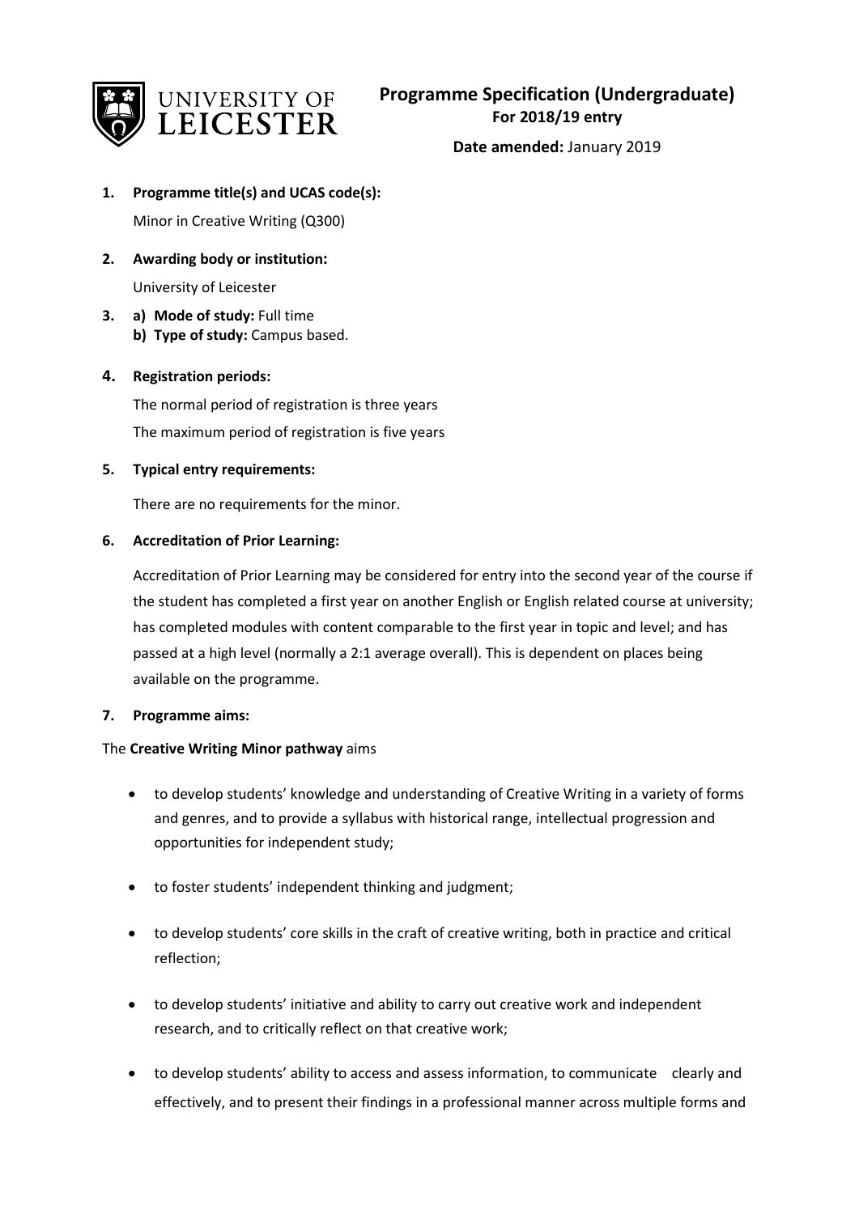UNIVERSITY OF LEICESTER

# Programme Specification (Undergraduate)

**For 2018/19 entry**

**Date amended:** January 2019

1. **Programme title(s) and UCAS code(s):**

   Minor in Creative Writing (Q300)

2. **Awarding body or institution:**

   University of Leicester

3. a) **Mode of study:** Full time
   b) **Type of study:** Campus based.

4. **Registration periods:**

   The normal period of registration is three years

   The maximum period of registration is five years

5. **Typical entry requirements:**

   There are no requirements for the minor.

6. **Accreditation of Prior Learning:**

   Accreditation of Prior Learning may be considered for entry into the second year of the course if the student has completed a first year on another English or English related course at university; has completed modules with content comparable to the first year in topic and level; and has passed at a high level (normally a 2:1 average overall). This is dependent on places being available on the programme.

7. **Programme aims:**

The **Creative Writing Minor pathway** aims

- to develop students' knowledge and understanding of Creative Writing in a variety of forms and genres, and to provide a syllabus with historical range, intellectual progression and opportunities for independent study;
- to foster students' independent thinking and judgment;
- to develop students' core skills in the craft of creative writing, both in practice and critical reflection;
- to develop students' initiative and ability to carry out creative work and independent research, and to critically reflect on that creative work;
- to develop students' ability to access and assess information, to communicate clearly and effectively, and to present their findings in a professional manner across multiple forms and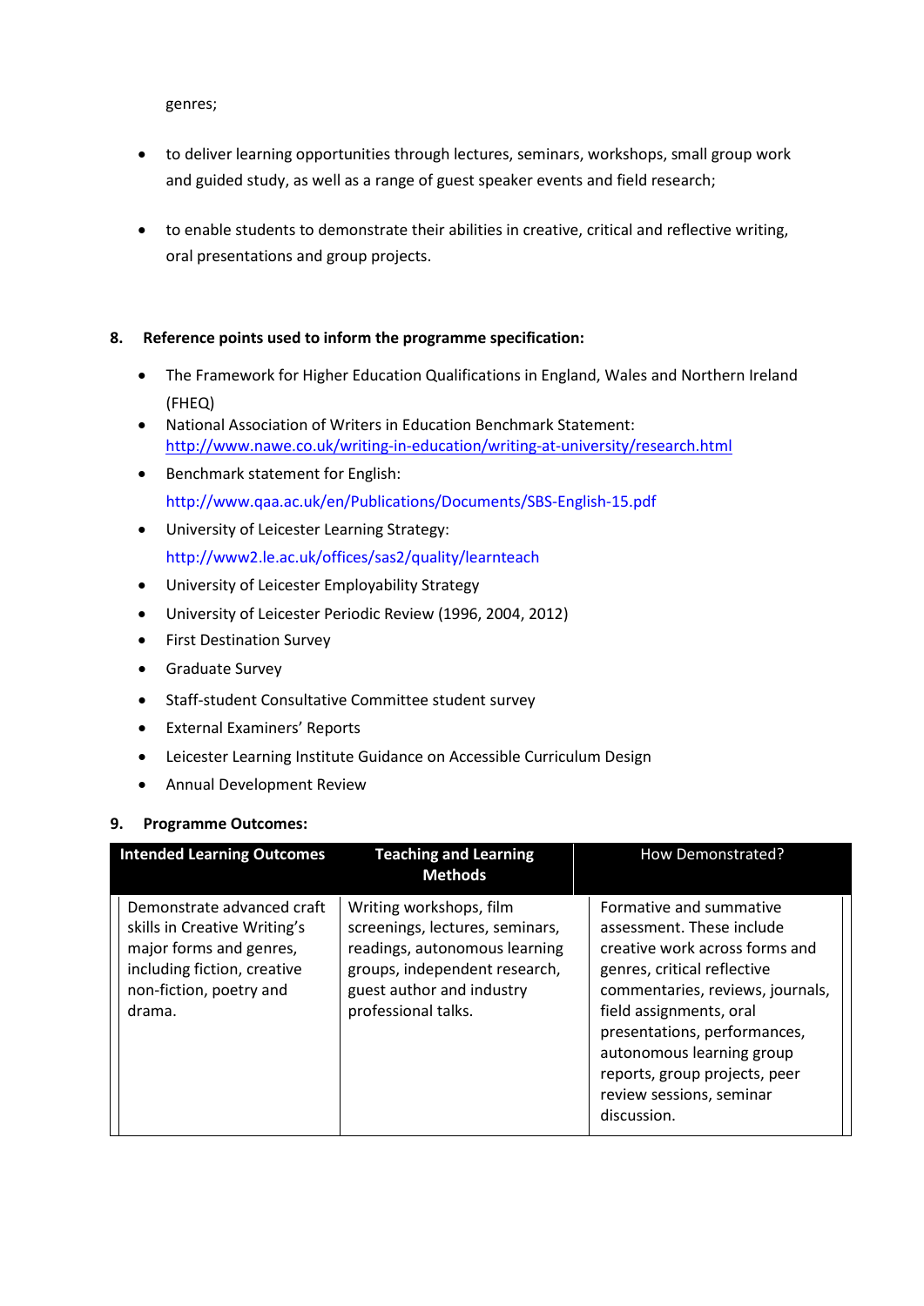genres;

- to deliver learning opportunities through lectures, seminars, workshops, small group work and guided study, as well as a range of guest speaker events and field research;

- to enable students to demonstrate their abilities in creative, critical and reflective writing, oral presentations and group projects.

**8. Reference points used to inform the programme specification:**

- The Framework for Higher Education Qualifications in England, Wales and Northern Ireland (FHEQ)
- National Association of Writers in Education Benchmark Statement: http://www.nawe.co.uk/writing-in-education/writing-at-university/research.html
- Benchmark statement for English: http://www.qaa.ac.uk/en/Publications/Documents/SBS-English-15.pdf
- University of Leicester Learning Strategy: http://www2.le.ac.uk/offices/sas2/quality/learnteach
- University of Leicester Employability Strategy
- University of Leicester Periodic Review (1996, 2004, 2012)
- First Destination Survey
- Graduate Survey
- Staff-student Consultative Committee student survey
- External Examiners' Reports
- Leicester Learning Institute Guidance on Accessible Curriculum Design
- Annual Development Review

**9. Programme Outcomes:**

| Intended Learning Outcomes | Teaching and Learning Methods | How Demonstrated? |
|---|---|---|
| Demonstrate advanced craft skills in Creative Writing's major forms and genres, including fiction, creative non-fiction, poetry and drama. | Writing workshops, film screenings, lectures, seminars, readings, autonomous learning groups, independent research, guest author and industry professional talks. | Formative and summative assessment. These include creative work across forms and genres, critical reflective commentaries, reviews, journals, field assignments, oral presentations, performances, autonomous learning group reports, group projects, peer review sessions, seminar discussion. |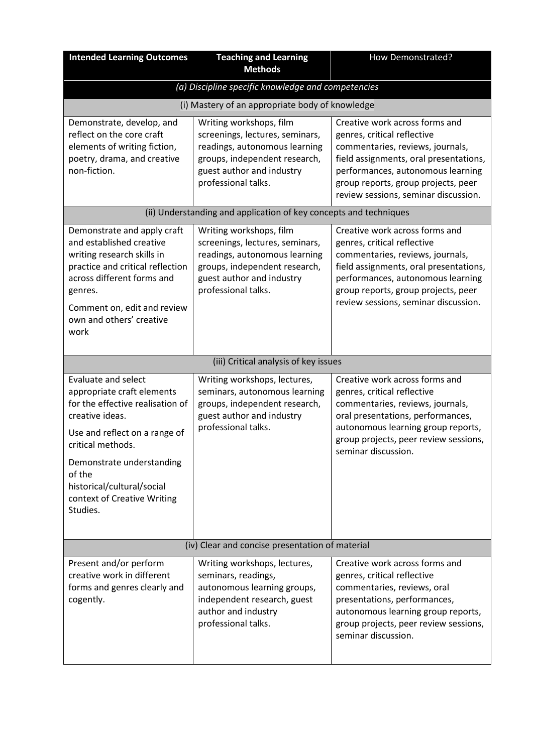| **Intended Learning Outcomes** | **Teaching and Learning Methods** | How Demonstrated? |
|---|---|---|
| *(a) Discipline specific knowledge and competencies* | | |
| (i) Mastery of an appropriate body of knowledge | | |
| Demonstrate, develop, and reflect on the core craft elements of writing fiction, poetry, drama, and creative non-fiction. | Writing workshops, film screenings, lectures, seminars, readings, autonomous learning groups, independent research, guest author and industry professional talks. | Creative work across forms and genres, critical reflective commentaries, reviews, journals, field assignments, oral presentations, performances, autonomous learning group reports, group projects, peer review sessions, seminar discussion. |
| (ii) Understanding and application of key concepts and techniques | | |
| Demonstrate and apply craft and established creative writing research skills in practice and critical reflection across different forms and genres.<br><br>Comment on, edit and review own and others' creative work | Writing workshops, film screenings, lectures, seminars, readings, autonomous learning groups, independent research, guest author and industry professional talks. | Creative work across forms and genres, critical reflective commentaries, reviews, journals, field assignments, oral presentations, performances, autonomous learning group reports, group projects, peer review sessions, seminar discussion. |
| (iii) Critical analysis of key issues | | |
| Evaluate and select appropriate craft elements for the effective realisation of creative ideas.<br><br>Use and reflect on a range of critical methods.<br><br>Demonstrate understanding of the historical/cultural/social context of Creative Writing Studies. | Writing workshops, lectures, seminars, autonomous learning groups, independent research, guest author and industry professional talks. | Creative work across forms and genres, critical reflective commentaries, reviews, journals, oral presentations, performances, autonomous learning group reports, group projects, peer review sessions, seminar discussion. |
| (iv) Clear and concise presentation of material | | |
| Present and/or perform creative work in different forms and genres clearly and cogently. | Writing workshops, lectures, seminars, readings, autonomous learning groups, independent research, guest author and industry professional talks. | Creative work across forms and genres, critical reflective commentaries, reviews, oral presentations, performances, autonomous learning group reports, group projects, peer review sessions, seminar discussion. |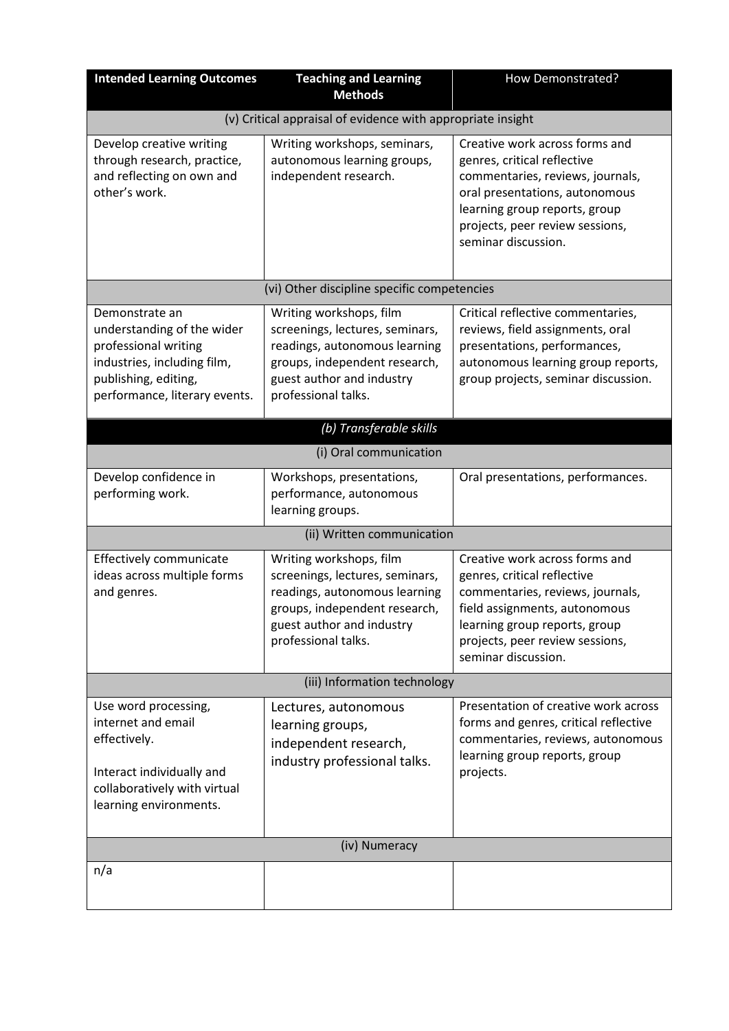| Intended Learning Outcomes | Teaching and Learning Methods | How Demonstrated? |
|---|---|---|
| (v) Critical appraisal of evidence with appropriate insight | | |
| Develop creative writing through research, practice, and reflecting on own and other's work. | Writing workshops, seminars, autonomous learning groups, independent research. | Creative work across forms and genres, critical reflective commentaries, reviews, journals, oral presentations, autonomous learning group reports, group projects, peer review sessions, seminar discussion. |
| (vi) Other discipline specific competencies | | |
| Demonstrate an understanding of the wider professional writing industries, including film, publishing, editing, performance, literary events. | Writing workshops, film screenings, lectures, seminars, readings, autonomous learning groups, independent research, guest author and industry professional talks. | Critical reflective commentaries, reviews, field assignments, oral presentations, performances, autonomous learning group reports, group projects, seminar discussion. |
| *(b) Transferable skills* | | |
| (i) Oral communication | | |
| Develop confidence in performing work. | Workshops, presentations, performance, autonomous learning groups. | Oral presentations, performances. |
| (ii) Written communication | | |
| Effectively communicate ideas across multiple forms and genres. | Writing workshops, film screenings, lectures, seminars, readings, autonomous learning groups, independent research, guest author and industry professional talks. | Creative work across forms and genres, critical reflective commentaries, reviews, journals, field assignments, autonomous learning group reports, group projects, peer review sessions, seminar discussion. |
| (iii) Information technology | | |
| Use word processing, internet and email effectively.<br><br>Interact individually and collaboratively with virtual learning environments. | Lectures, autonomous learning groups, independent research, industry professional talks. | Presentation of creative work across forms and genres, critical reflective commentaries, reviews, autonomous learning group reports, group projects. |
| (iv) Numeracy | | |
| n/a | | |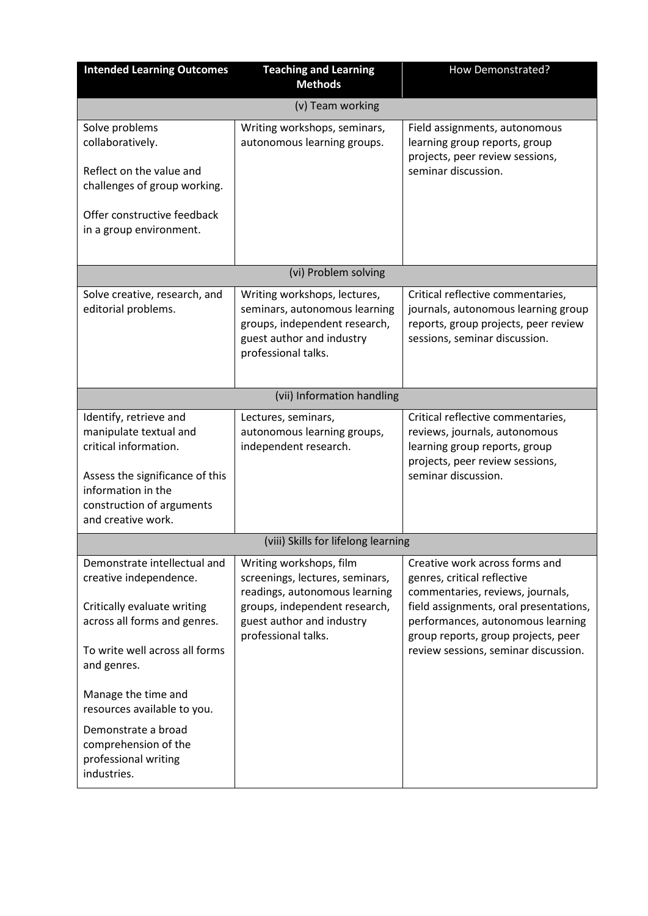| Intended Learning Outcomes | Teaching and Learning Methods | How Demonstrated? |
|---|---|---|
| (v) Team working | | |
| Solve problems collaboratively.<br><br>Reflect on the value and challenges of group working.<br><br>Offer constructive feedback in a group environment. | Writing workshops, seminars, autonomous learning groups. | Field assignments, autonomous learning group reports, group projects, peer review sessions, seminar discussion. |
| (vi) Problem solving | | |
| Solve creative, research, and editorial problems. | Writing workshops, lectures, seminars, autonomous learning groups, independent research, guest author and industry professional talks. | Critical reflective commentaries, journals, autonomous learning group reports, group projects, peer review sessions, seminar discussion. |
| (vii) Information handling | | |
| Identify, retrieve and manipulate textual and critical information.<br><br>Assess the significance of this information in the construction of arguments and creative work. | Lectures, seminars, autonomous learning groups, independent research. | Critical reflective commentaries, reviews, journals, autonomous learning group reports, group projects, peer review sessions, seminar discussion. |
| (viii) Skills for lifelong learning | | |
| Demonstrate intellectual and creative independence.<br><br>Critically evaluate writing across all forms and genres.<br><br>To write well across all forms and genres.<br><br>Manage the time and resources available to you.<br><br>Demonstrate a broad comprehension of the professional writing industries. | Writing workshops, film screenings, lectures, seminars, readings, autonomous learning groups, independent research, guest author and industry professional talks. | Creative work across forms and genres, critical reflective commentaries, reviews, journals, field assignments, oral presentations, performances, autonomous learning group reports, group projects, peer review sessions, seminar discussion. |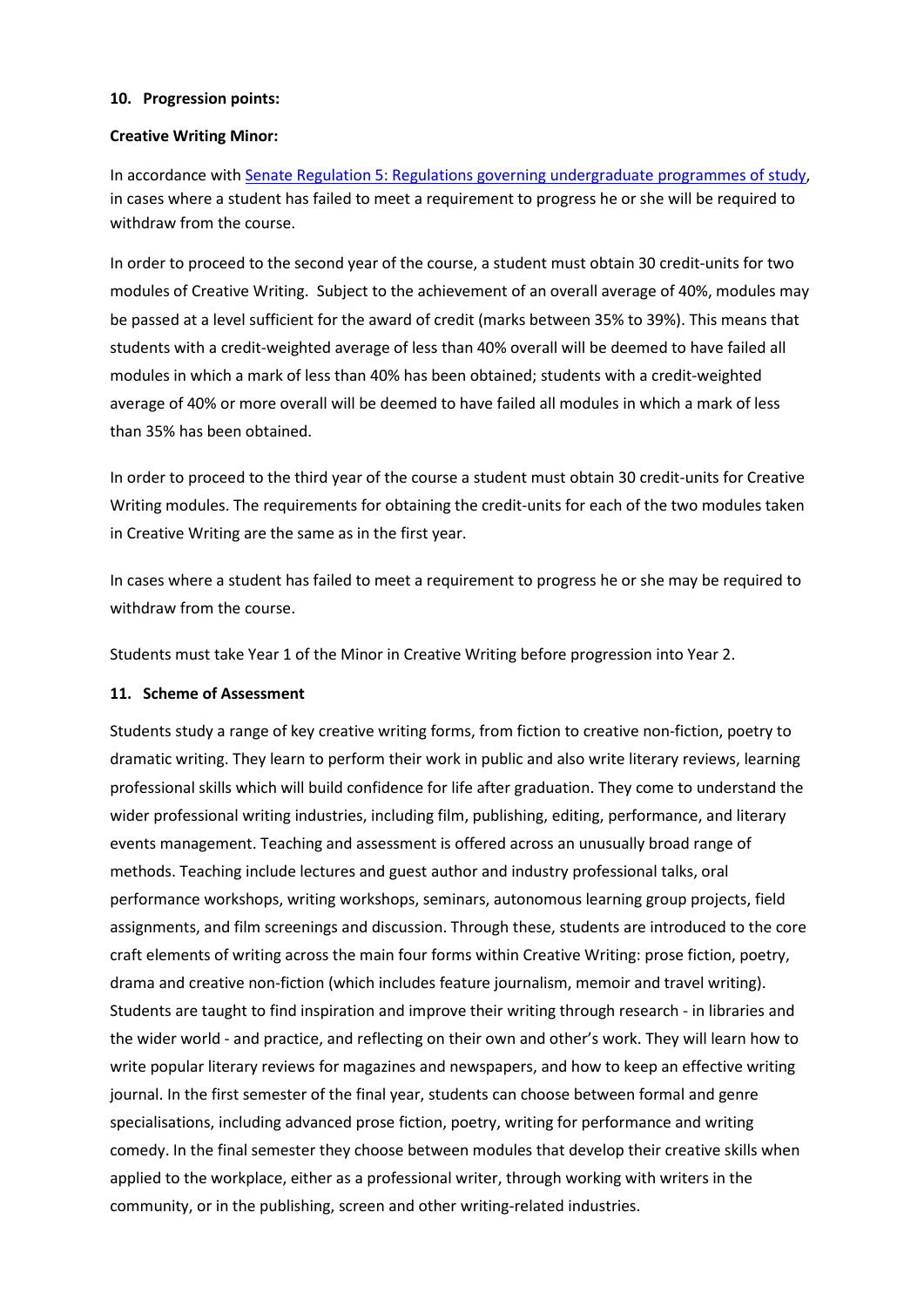**10. Progression points:**

**Creative Writing Minor:**

In accordance with [Senate Regulation 5: Regulations governing undergraduate programmes of study](), in cases where a student has failed to meet a requirement to progress he or she will be required to withdraw from the course.

In order to proceed to the second year of the course, a student must obtain 30 credit-units for two modules of Creative Writing. Subject to the achievement of an overall average of 40%, modules may be passed at a level sufficient for the award of credit (marks between 35% to 39%). This means that students with a credit-weighted average of less than 40% overall will be deemed to have failed all modules in which a mark of less than 40% has been obtained; students with a credit-weighted average of 40% or more overall will be deemed to have failed all modules in which a mark of less than 35% has been obtained.

In order to proceed to the third year of the course a student must obtain 30 credit-units for Creative Writing modules. The requirements for obtaining the credit-units for each of the two modules taken in Creative Writing are the same as in the first year.

In cases where a student has failed to meet a requirement to progress he or she may be required to withdraw from the course.

Students must take Year 1 of the Minor in Creative Writing before progression into Year 2.

**11. Scheme of Assessment**

Students study a range of key creative writing forms, from fiction to creative non-fiction, poetry to dramatic writing. They learn to perform their work in public and also write literary reviews, learning professional skills which will build confidence for life after graduation. They come to understand the wider professional writing industries, including film, publishing, editing, performance, and literary events management. Teaching and assessment is offered across an unusually broad range of methods. Teaching include lectures and guest author and industry professional talks, oral performance workshops, writing workshops, seminars, autonomous learning group projects, field assignments, and film screenings and discussion. Through these, students are introduced to the core craft elements of writing across the main four forms within Creative Writing: prose fiction, poetry, drama and creative non-fiction (which includes feature journalism, memoir and travel writing). Students are taught to find inspiration and improve their writing through research - in libraries and the wider world - and practice, and reflecting on their own and other's work. They will learn how to write popular literary reviews for magazines and newspapers, and how to keep an effective writing journal. In the first semester of the final year, students can choose between formal and genre specialisations, including advanced prose fiction, poetry, writing for performance and writing comedy. In the final semester they choose between modules that develop their creative skills when applied to the workplace, either as a professional writer, through working with writers in the community, or in the publishing, screen and other writing-related industries.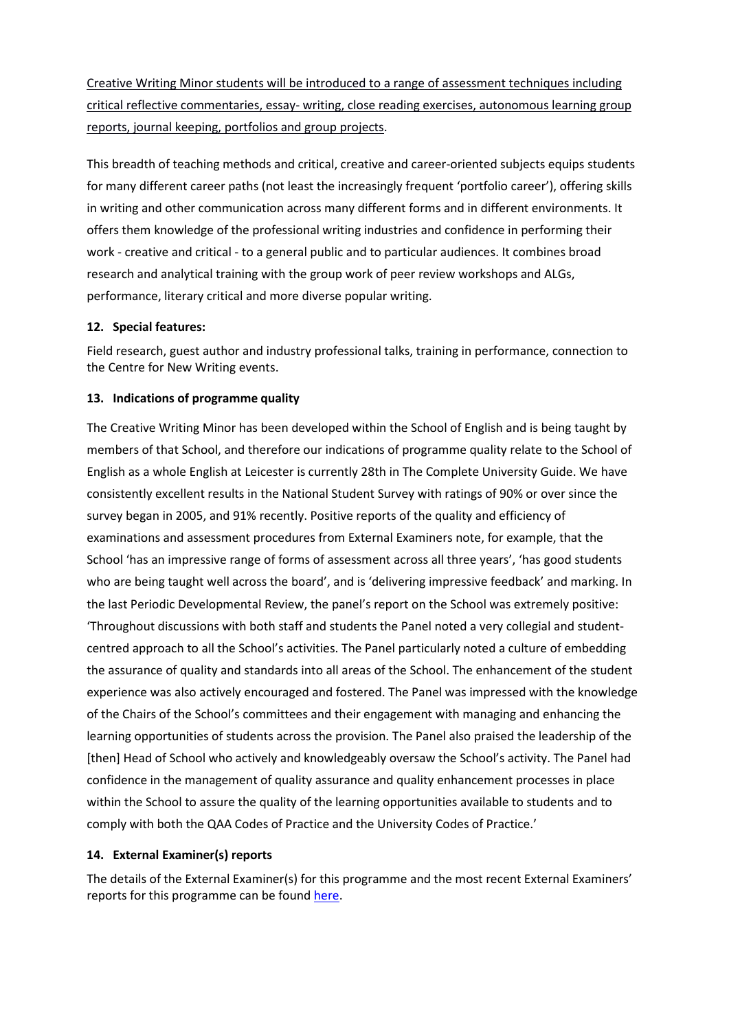Creative Writing Minor students will be introduced to a range of assessment techniques including critical reflective commentaries, essay- writing, close reading exercises, autonomous learning group reports, journal keeping, portfolios and group projects.

This breadth of teaching methods and critical, creative and career-oriented subjects equips students for many different career paths (not least the increasingly frequent 'portfolio career'), offering skills in writing and other communication across many different forms and in different environments. It offers them knowledge of the professional writing industries and confidence in performing their work - creative and critical - to a general public and to particular audiences. It combines broad research and analytical training with the group work of peer review workshops and ALGs, performance, literary critical and more diverse popular writing.

### 12. Special features:

Field research, guest author and industry professional talks, training in performance, connection to the Centre for New Writing events.

### 13. Indications of programme quality

The Creative Writing Minor has been developed within the School of English and is being taught by members of that School, and therefore our indications of programme quality relate to the School of English as a whole English at Leicester is currently 28th in The Complete University Guide. We have consistently excellent results in the National Student Survey with ratings of 90% or over since the survey began in 2005, and 91% recently. Positive reports of the quality and efficiency of examinations and assessment procedures from External Examiners note, for example, that the School 'has an impressive range of forms of assessment across all three years', 'has good students who are being taught well across the board', and is 'delivering impressive feedback' and marking. In the last Periodic Developmental Review, the panel's report on the School was extremely positive: 'Throughout discussions with both staff and students the Panel noted a very collegial and student-centred approach to all the School's activities. The Panel particularly noted a culture of embedding the assurance of quality and standards into all areas of the School. The enhancement of the student experience was also actively encouraged and fostered. The Panel was impressed with the knowledge of the Chairs of the School's committees and their engagement with managing and enhancing the learning opportunities of students across the provision. The Panel also praised the leadership of the [then] Head of School who actively and knowledgeably oversaw the School's activity. The Panel had confidence in the management of quality assurance and quality enhancement processes in place within the School to assure the quality of the learning opportunities available to students and to comply with both the QAA Codes of Practice and the University Codes of Practice.'

### 14. External Examiner(s) reports

The details of the External Examiner(s) for this programme and the most recent External Examiners' reports for this programme can be found here.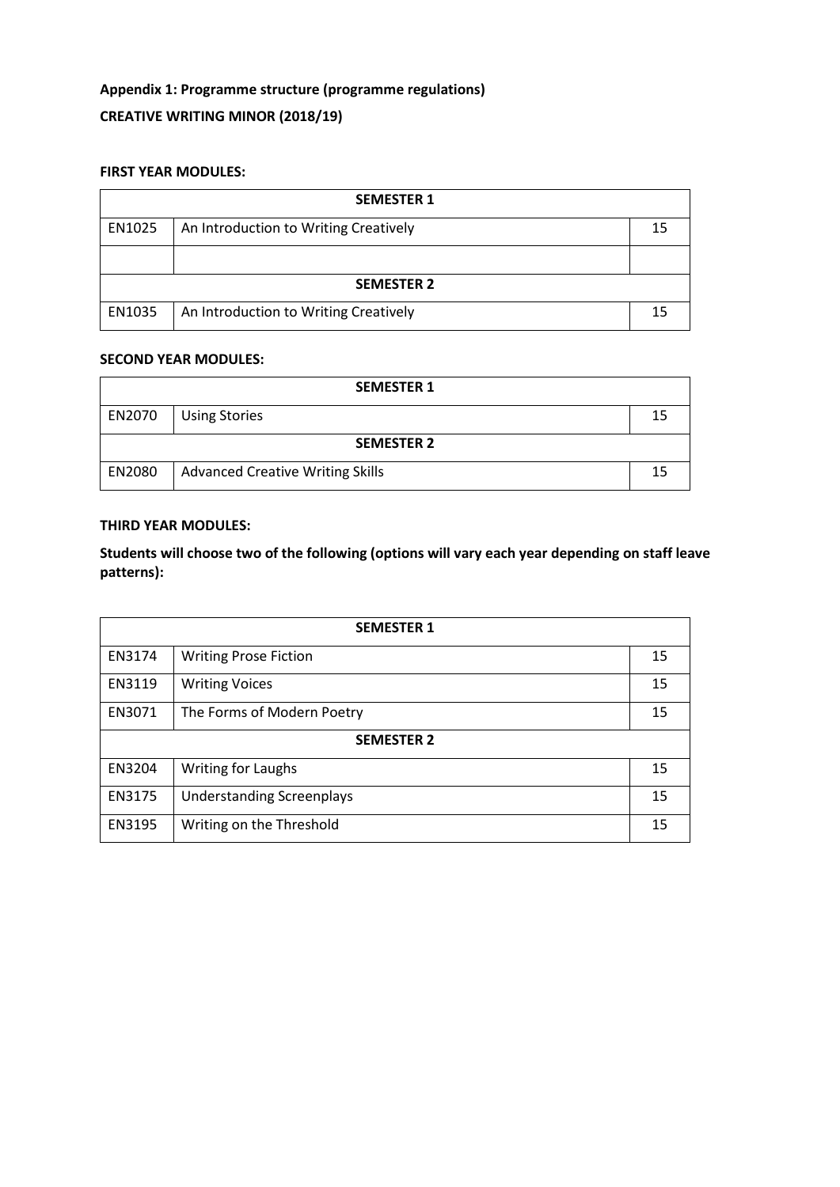**Appendix 1: Programme structure (programme regulations)**

**CREATIVE WRITING MINOR (2018/19)**

**FIRST YEAR MODULES:**

| SEMESTER 1 | | |
|---|---|---|
| EN1025 | An Introduction to Writing Creatively | 15 |
| | | |
| **SEMESTER 2** | | |
| EN1035 | An Introduction to Writing Creatively | 15 |

**SECOND YEAR MODULES:**

| SEMESTER 1 | | |
|---|---|---|
| EN2070 | Using Stories | 15 |
| **SEMESTER 2** | | |
| EN2080 | Advanced Creative Writing Skills | 15 |

**THIRD YEAR MODULES:**

**Students will choose two of the following (options will vary each year depending on staff leave patterns):**

| SEMESTER 1 | | |
|---|---|---|
| EN3174 | Writing Prose Fiction | 15 |
| EN3119 | Writing Voices | 15 |
| EN3071 | The Forms of Modern Poetry | 15 |
| **SEMESTER 2** | | |
| EN3204 | Writing for Laughs | 15 |
| EN3175 | Understanding Screenplays | 15 |
| EN3195 | Writing on the Threshold | 15 |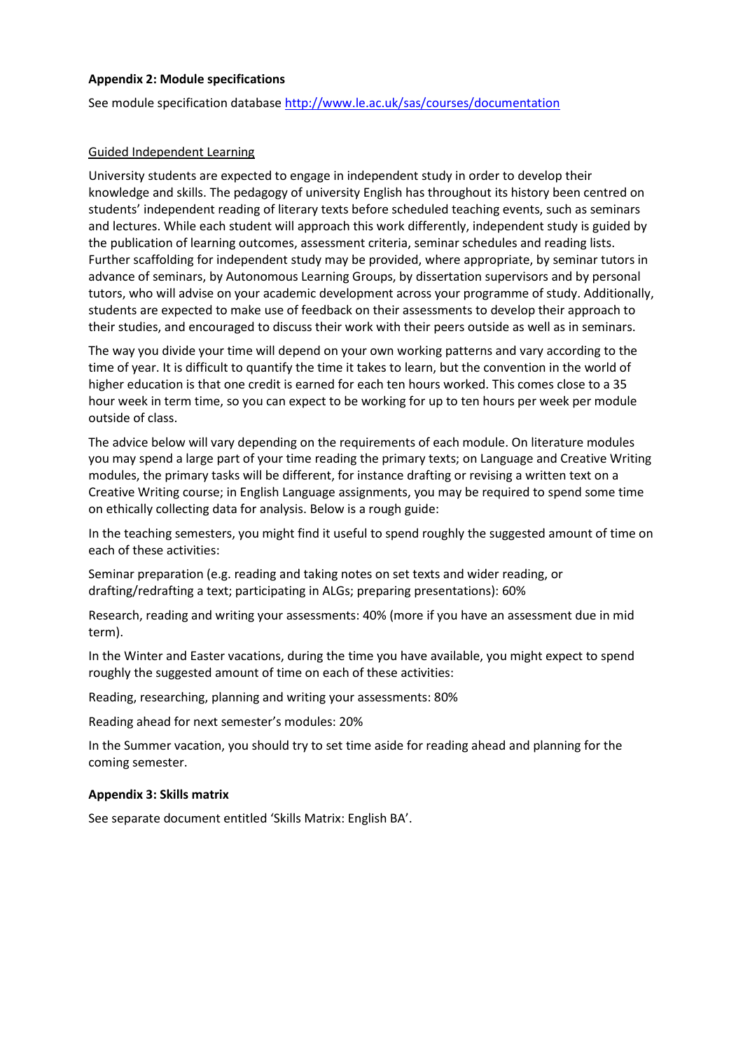**Appendix 2: Module specifications**

See module specification database http://www.le.ac.uk/sas/courses/documentation

Guided Independent Learning

University students are expected to engage in independent study in order to develop their knowledge and skills. The pedagogy of university English has throughout its history been centred on students' independent reading of literary texts before scheduled teaching events, such as seminars and lectures. While each student will approach this work differently, independent study is guided by the publication of learning outcomes, assessment criteria, seminar schedules and reading lists. Further scaffolding for independent study may be provided, where appropriate, by seminar tutors in advance of seminars, by Autonomous Learning Groups, by dissertation supervisors and by personal tutors, who will advise on your academic development across your programme of study. Additionally, students are expected to make use of feedback on their assessments to develop their approach to their studies, and encouraged to discuss their work with their peers outside as well as in seminars.

The way you divide your time will depend on your own working patterns and vary according to the time of year. It is difficult to quantify the time it takes to learn, but the convention in the world of higher education is that one credit is earned for each ten hours worked. This comes close to a 35 hour week in term time, so you can expect to be working for up to ten hours per week per module outside of class.

The advice below will vary depending on the requirements of each module. On literature modules you may spend a large part of your time reading the primary texts; on Language and Creative Writing modules, the primary tasks will be different, for instance drafting or revising a written text on a Creative Writing course; in English Language assignments, you may be required to spend some time on ethically collecting data for analysis. Below is a rough guide:

In the teaching semesters, you might find it useful to spend roughly the suggested amount of time on each of these activities:

Seminar preparation (e.g. reading and taking notes on set texts and wider reading, or drafting/redrafting a text; participating in ALGs; preparing presentations): 60%

Research, reading and writing your assessments: 40% (more if you have an assessment due in mid term).

In the Winter and Easter vacations, during the time you have available, you might expect to spend roughly the suggested amount of time on each of these activities:

Reading, researching, planning and writing your assessments: 80%

Reading ahead for next semester's modules: 20%

In the Summer vacation, you should try to set time aside for reading ahead and planning for the coming semester.

**Appendix 3: Skills matrix**

See separate document entitled 'Skills Matrix: English BA'.